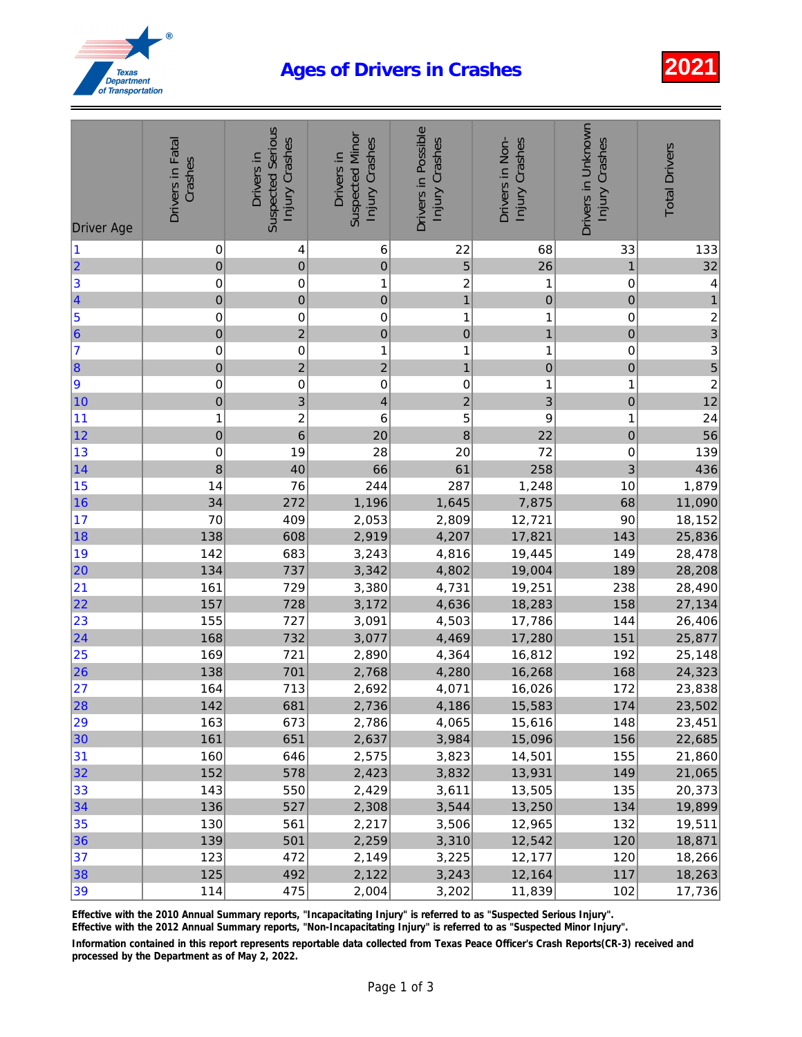Texas Department of Transportation

# Ages of Drivers in Crashes

**2021**

| Driver Age | Drivers in Fatal Crashes | Drivers in Suspected Serious Injury Crashes | Drivers in Suspected Minor Injury Crashes | Drivers in Possible Injury Crashes | Drivers in Non-Injury Crashes | Drivers in Unknown Injury Crashes | Total Drivers |
|---|---|---|---|---|---|---|---|
| 1 | 0 | 4 | 6 | 22 | 68 | 33 | 133 |
| 2 | 0 | 0 | 0 | 5 | 26 | 1 | 32 |
| 3 | 0 | 0 | 1 | 2 | 1 | 0 | 4 |
| 4 | 0 | 0 | 0 | 1 | 0 | 0 | 1 |
| 5 | 0 | 0 | 0 | 1 | 1 | 0 | 2 |
| 6 | 0 | 2 | 0 | 0 | 1 | 0 | 3 |
| 7 | 0 | 0 | 1 | 1 | 1 | 0 | 3 |
| 8 | 0 | 2 | 2 | 1 | 0 | 0 | 5 |
| 9 | 0 | 0 | 0 | 0 | 1 | 1 | 2 |
| 10 | 0 | 3 | 4 | 2 | 3 | 0 | 12 |
| 11 | 1 | 2 | 6 | 5 | 9 | 1 | 24 |
| 12 | 0 | 6 | 20 | 8 | 22 | 0 | 56 |
| 13 | 0 | 19 | 28 | 20 | 72 | 0 | 139 |
| 14 | 8 | 40 | 66 | 61 | 258 | 3 | 436 |
| 15 | 14 | 76 | 244 | 287 | 1,248 | 10 | 1,879 |
| 16 | 34 | 272 | 1,196 | 1,645 | 7,875 | 68 | 11,090 |
| 17 | 70 | 409 | 2,053 | 2,809 | 12,721 | 90 | 18,152 |
| 18 | 138 | 608 | 2,919 | 4,207 | 17,821 | 143 | 25,836 |
| 19 | 142 | 683 | 3,243 | 4,816 | 19,445 | 149 | 28,478 |
| 20 | 134 | 737 | 3,342 | 4,802 | 19,004 | 189 | 28,208 |
| 21 | 161 | 729 | 3,380 | 4,731 | 19,251 | 238 | 28,490 |
| 22 | 157 | 728 | 3,172 | 4,636 | 18,283 | 158 | 27,134 |
| 23 | 155 | 727 | 3,091 | 4,503 | 17,786 | 144 | 26,406 |
| 24 | 168 | 732 | 3,077 | 4,469 | 17,280 | 151 | 25,877 |
| 25 | 169 | 721 | 2,890 | 4,364 | 16,812 | 192 | 25,148 |
| 26 | 138 | 701 | 2,768 | 4,280 | 16,268 | 168 | 24,323 |
| 27 | 164 | 713 | 2,692 | 4,071 | 16,026 | 172 | 23,838 |
| 28 | 142 | 681 | 2,736 | 4,186 | 15,583 | 174 | 23,502 |
| 29 | 163 | 673 | 2,786 | 4,065 | 15,616 | 148 | 23,451 |
| 30 | 161 | 651 | 2,637 | 3,984 | 15,096 | 156 | 22,685 |
| 31 | 160 | 646 | 2,575 | 3,823 | 14,501 | 155 | 21,860 |
| 32 | 152 | 578 | 2,423 | 3,832 | 13,931 | 149 | 21,065 |
| 33 | 143 | 550 | 2,429 | 3,611 | 13,505 | 135 | 20,373 |
| 34 | 136 | 527 | 2,308 | 3,544 | 13,250 | 134 | 19,899 |
| 35 | 130 | 561 | 2,217 | 3,506 | 12,965 | 132 | 19,511 |
| 36 | 139 | 501 | 2,259 | 3,310 | 12,542 | 120 | 18,871 |
| 37 | 123 | 472 | 2,149 | 3,225 | 12,177 | 120 | 18,266 |
| 38 | 125 | 492 | 2,122 | 3,243 | 12,164 | 117 | 18,263 |
| 39 | 114 | 475 | 2,004 | 3,202 | 11,839 | 102 | 17,736 |

**Effective with the 2010 Annual Summary reports, "Incapacitating Injury" is referred to as "Suspected Serious Injury".**
**Effective with the 2012 Annual Summary reports, "Non-Incapacitating Injury" is referred to as "Suspected Minor Injury".**

**Information contained in this report represents reportable data collected from Texas Peace Officer's Crash Reports(CR-3) received and processed by the Department as of May 2, 2022.**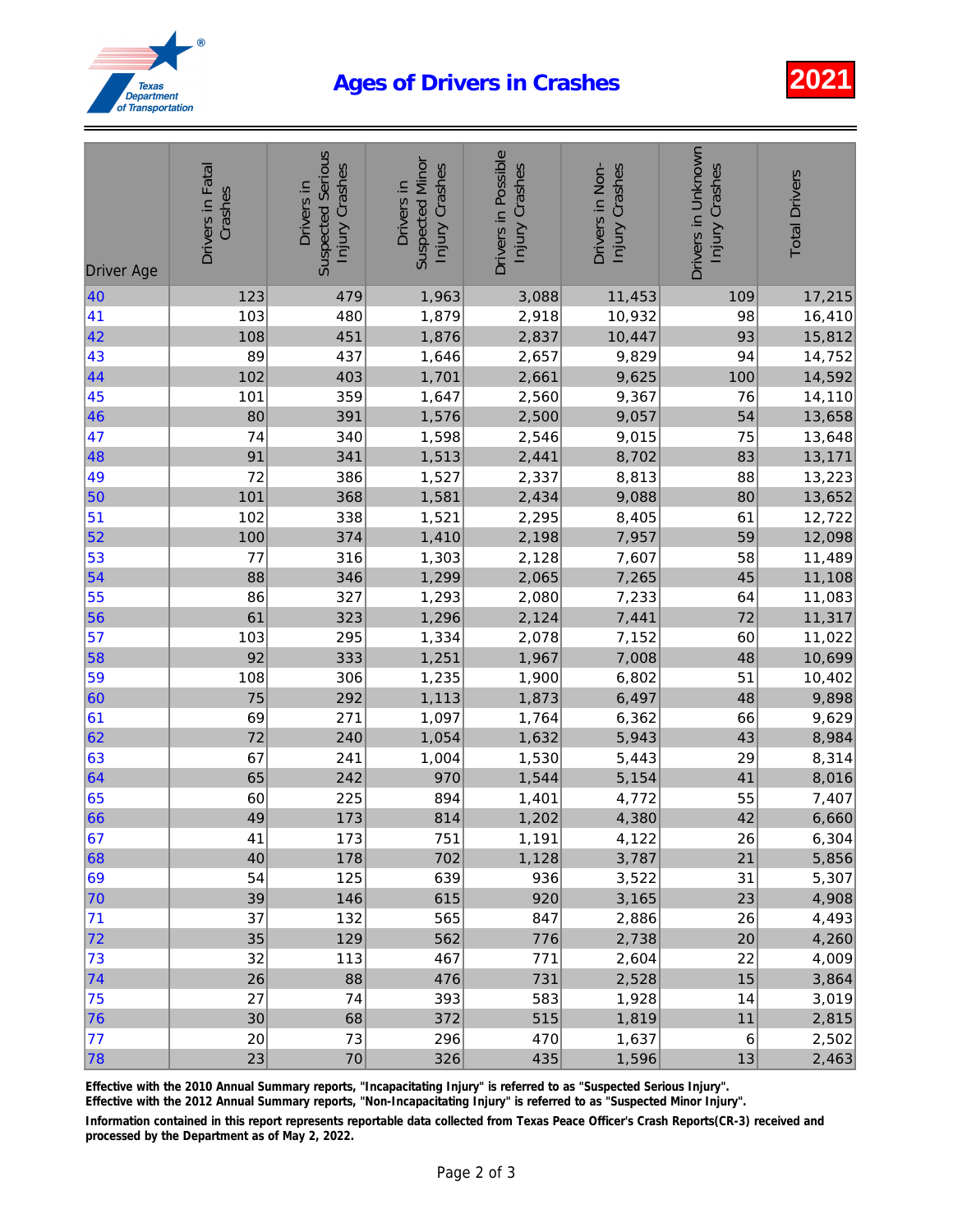# Ages of Drivers in Crashes

**2021**

| Driver Age | Drivers in Fatal Crashes | Drivers in Suspected Serious Injury Crashes | Drivers in Suspected Minor Injury Crashes | Drivers in Possible Injury Crashes | Drivers in Non-Injury Crashes | Drivers in Unknown Injury Crashes | Total Drivers |
|---|---|---|---|---|---|---|---|
| 40 | 123 | 479 | 1,963 | 3,088 | 11,453 | 109 | 17,215 |
| 41 | 103 | 480 | 1,879 | 2,918 | 10,932 | 98 | 16,410 |
| 42 | 108 | 451 | 1,876 | 2,837 | 10,447 | 93 | 15,812 |
| 43 | 89 | 437 | 1,646 | 2,657 | 9,829 | 94 | 14,752 |
| 44 | 102 | 403 | 1,701 | 2,661 | 9,625 | 100 | 14,592 |
| 45 | 101 | 359 | 1,647 | 2,560 | 9,367 | 76 | 14,110 |
| 46 | 80 | 391 | 1,576 | 2,500 | 9,057 | 54 | 13,658 |
| 47 | 74 | 340 | 1,598 | 2,546 | 9,015 | 75 | 13,648 |
| 48 | 91 | 341 | 1,513 | 2,441 | 8,702 | 83 | 13,171 |
| 49 | 72 | 386 | 1,527 | 2,337 | 8,813 | 88 | 13,223 |
| 50 | 101 | 368 | 1,581 | 2,434 | 9,088 | 80 | 13,652 |
| 51 | 102 | 338 | 1,521 | 2,295 | 8,405 | 61 | 12,722 |
| 52 | 100 | 374 | 1,410 | 2,198 | 7,957 | 59 | 12,098 |
| 53 | 77 | 316 | 1,303 | 2,128 | 7,607 | 58 | 11,489 |
| 54 | 88 | 346 | 1,299 | 2,065 | 7,265 | 45 | 11,108 |
| 55 | 86 | 327 | 1,293 | 2,080 | 7,233 | 64 | 11,083 |
| 56 | 61 | 323 | 1,296 | 2,124 | 7,441 | 72 | 11,317 |
| 57 | 103 | 295 | 1,334 | 2,078 | 7,152 | 60 | 11,022 |
| 58 | 92 | 333 | 1,251 | 1,967 | 7,008 | 48 | 10,699 |
| 59 | 108 | 306 | 1,235 | 1,900 | 6,802 | 51 | 10,402 |
| 60 | 75 | 292 | 1,113 | 1,873 | 6,497 | 48 | 9,898 |
| 61 | 69 | 271 | 1,097 | 1,764 | 6,362 | 66 | 9,629 |
| 62 | 72 | 240 | 1,054 | 1,632 | 5,943 | 43 | 8,984 |
| 63 | 67 | 241 | 1,004 | 1,530 | 5,443 | 29 | 8,314 |
| 64 | 65 | 242 | 970 | 1,544 | 5,154 | 41 | 8,016 |
| 65 | 60 | 225 | 894 | 1,401 | 4,772 | 55 | 7,407 |
| 66 | 49 | 173 | 814 | 1,202 | 4,380 | 42 | 6,660 |
| 67 | 41 | 173 | 751 | 1,191 | 4,122 | 26 | 6,304 |
| 68 | 40 | 178 | 702 | 1,128 | 3,787 | 21 | 5,856 |
| 69 | 54 | 125 | 639 | 936 | 3,522 | 31 | 5,307 |
| 70 | 39 | 146 | 615 | 920 | 3,165 | 23 | 4,908 |
| 71 | 37 | 132 | 565 | 847 | 2,886 | 26 | 4,493 |
| 72 | 35 | 129 | 562 | 776 | 2,738 | 20 | 4,260 |
| 73 | 32 | 113 | 467 | 771 | 2,604 | 22 | 4,009 |
| 74 | 26 | 88 | 476 | 731 | 2,528 | 15 | 3,864 |
| 75 | 27 | 74 | 393 | 583 | 1,928 | 14 | 3,019 |
| 76 | 30 | 68 | 372 | 515 | 1,819 | 11 | 2,815 |
| 77 | 20 | 73 | 296 | 470 | 1,637 | 6 | 2,502 |
| 78 | 23 | 70 | 326 | 435 | 1,596 | 13 | 2,463 |

**Effective with the 2010 Annual Summary reports, "Incapacitating Injury" is referred to as "Suspected Serious Injury".**
**Effective with the 2012 Annual Summary reports, "Non-Incapacitating Injury" is referred to as "Suspected Minor Injury".**

**Information contained in this report represents reportable data collected from Texas Peace Officer's Crash Reports(CR-3) received and processed by the Department as of May 2, 2022.**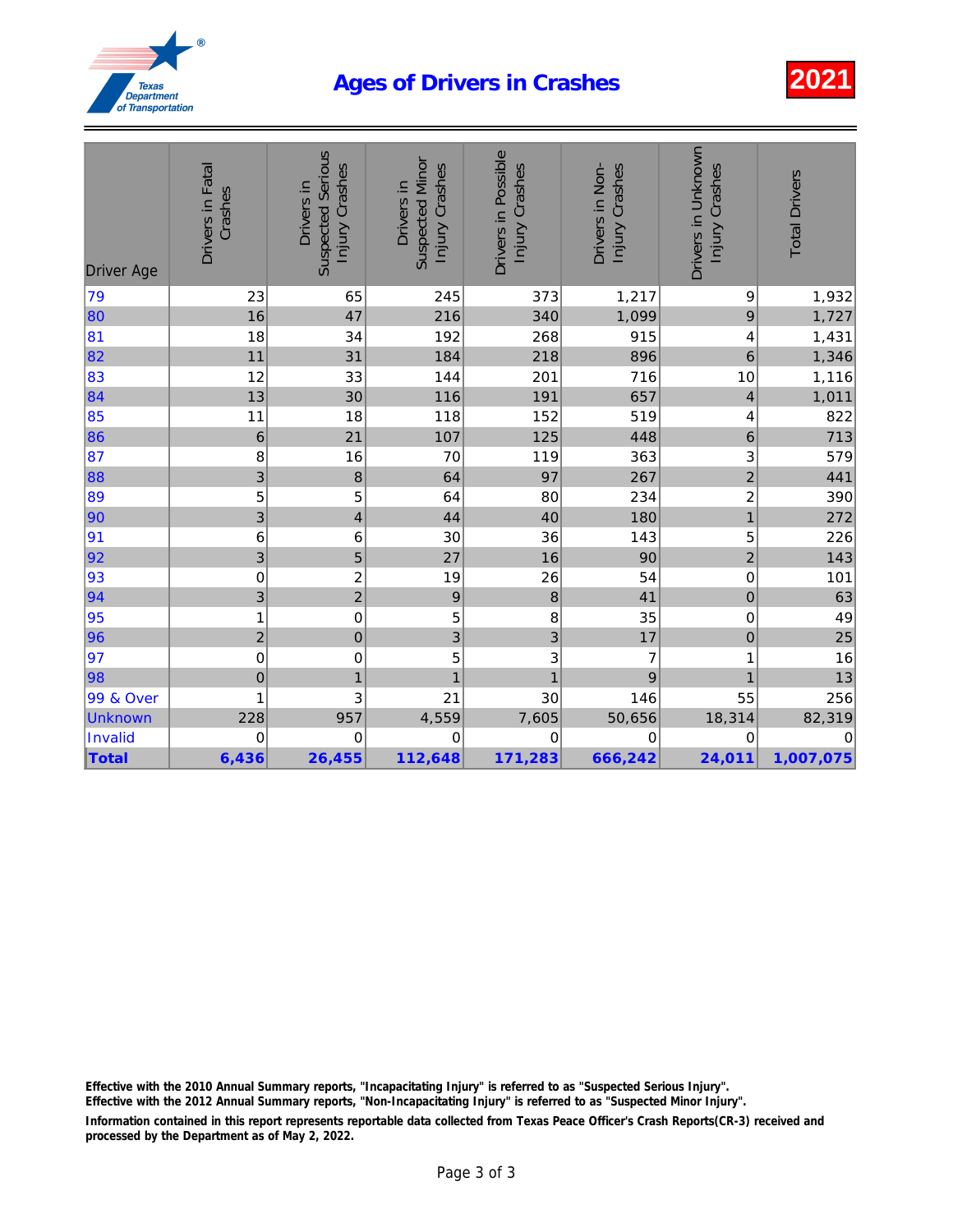# Ages of Drivers in Crashes

**2021**

| Driver Age | Drivers in Fatal Crashes | Drivers in Suspected Serious Injury Crashes | Drivers in Suspected Minor Injury Crashes | Drivers in Possible Injury Crashes | Drivers in Non-Injury Crashes | Drivers in Unknown Injury Crashes | Total Drivers |
|---|---|---|---|---|---|---|---|
| 79 | 23 | 65 | 245 | 373 | 1,217 | 9 | 1,932 |
| 80 | 16 | 47 | 216 | 340 | 1,099 | 9 | 1,727 |
| 81 | 18 | 34 | 192 | 268 | 915 | 4 | 1,431 |
| 82 | 11 | 31 | 184 | 218 | 896 | 6 | 1,346 |
| 83 | 12 | 33 | 144 | 201 | 716 | 10 | 1,116 |
| 84 | 13 | 30 | 116 | 191 | 657 | 4 | 1,011 |
| 85 | 11 | 18 | 118 | 152 | 519 | 4 | 822 |
| 86 | 6 | 21 | 107 | 125 | 448 | 6 | 713 |
| 87 | 8 | 16 | 70 | 119 | 363 | 3 | 579 |
| 88 | 3 | 8 | 64 | 97 | 267 | 2 | 441 |
| 89 | 5 | 5 | 64 | 80 | 234 | 2 | 390 |
| 90 | 3 | 4 | 44 | 40 | 180 | 1 | 272 |
| 91 | 6 | 6 | 30 | 36 | 143 | 5 | 226 |
| 92 | 3 | 5 | 27 | 16 | 90 | 2 | 143 |
| 93 | 0 | 2 | 19 | 26 | 54 | 0 | 101 |
| 94 | 3 | 2 | 9 | 8 | 41 | 0 | 63 |
| 95 | 1 | 0 | 5 | 8 | 35 | 0 | 49 |
| 96 | 2 | 0 | 3 | 3 | 17 | 0 | 25 |
| 97 | 0 | 0 | 5 | 3 | 7 | 1 | 16 |
| 98 | 0 | 1 | 1 | 1 | 9 | 1 | 13 |
| 99 & Over | 1 | 3 | 21 | 30 | 146 | 55 | 256 |
| Unknown | 228 | 957 | 4,559 | 7,605 | 50,656 | 18,314 | 82,319 |
| Invalid | 0 | 0 | 0 | 0 | 0 | 0 | 0 |
| **Total** | **6,436** | **26,455** | **112,648** | **171,283** | **666,242** | **24,011** | **1,007,075** |

**Effective with the 2010 Annual Summary reports, "Incapacitating Injury" is referred to as "Suspected Serious Injury".**
**Effective with the 2012 Annual Summary reports, "Non-Incapacitating Injury" is referred to as "Suspected Minor Injury".**

**Information contained in this report represents reportable data collected from Texas Peace Officer's Crash Reports(CR-3) received and processed by the Department as of May 2, 2022.**